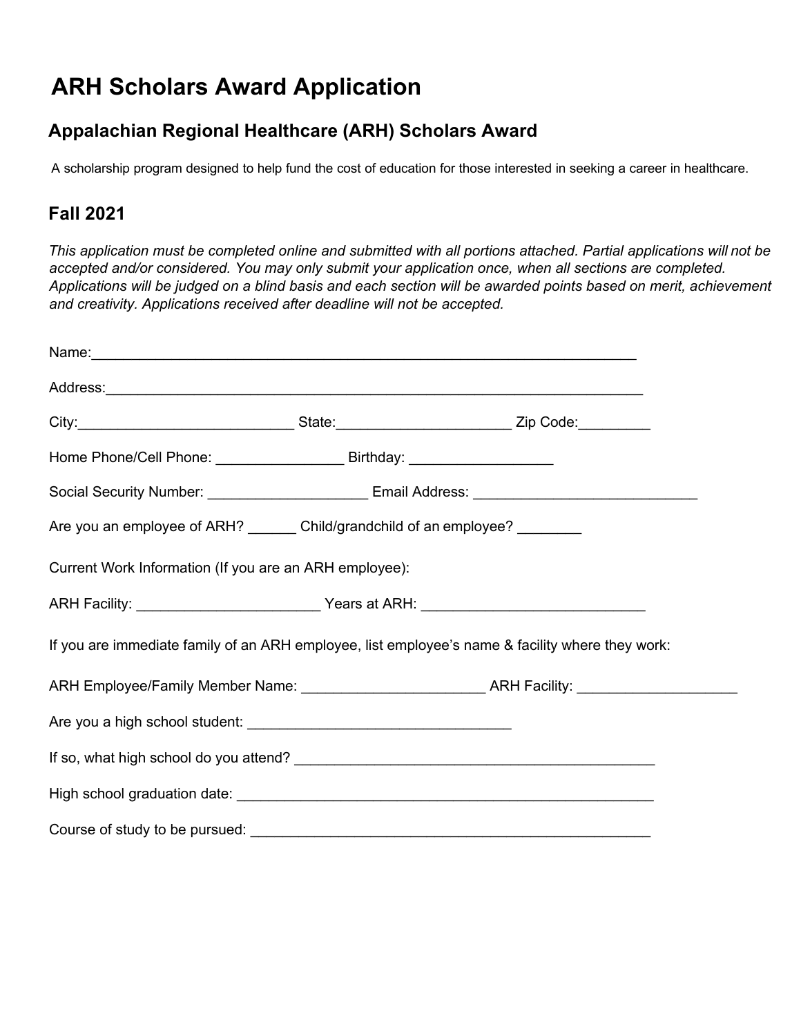# ARH Scholars Award Application

## Appalachian Regional Healthcare (ARH) Scholars Award

A scholarship program designed to help fund the cost of education for those interested in seeking a career in healthcare.

## Fall 2021

*This application must be completed online and submitted with all portions attached. Partial applications will not be accepted and/or considered. You may only submit your application once, when all sections are completed. Applications will be judged on a blind basis and each section will be awarded points based on merit, achievement and creativity. Applications received after deadline will not be accepted.*

Name:_______________________________________________________________________

Address:_____________________________________________________________________

City:___________________________ State:_____________________ Zip Code:_________

Home Phone/Cell Phone: ________________ Birthday: __________________

Social Security Number: ____________________ Email Address: ____________________________

Are you an employee of ARH? ______ Child/grandchild of an employee? ________

Current Work Information (If you are an ARH employee):

ARH Facility: _______________________ Years at ARH: ____________________________

If you are immediate family of an ARH employee, list employee's name & facility where they work:

ARH Employee/Family Member Name: _______________________ ARH Facility: ____________________

Are you a high school student: _________________________________

If so, what high school do you attend? _____________________________________________

High school graduation date: _____________________________________________________

Course of study to be pursued: ___________________________________________________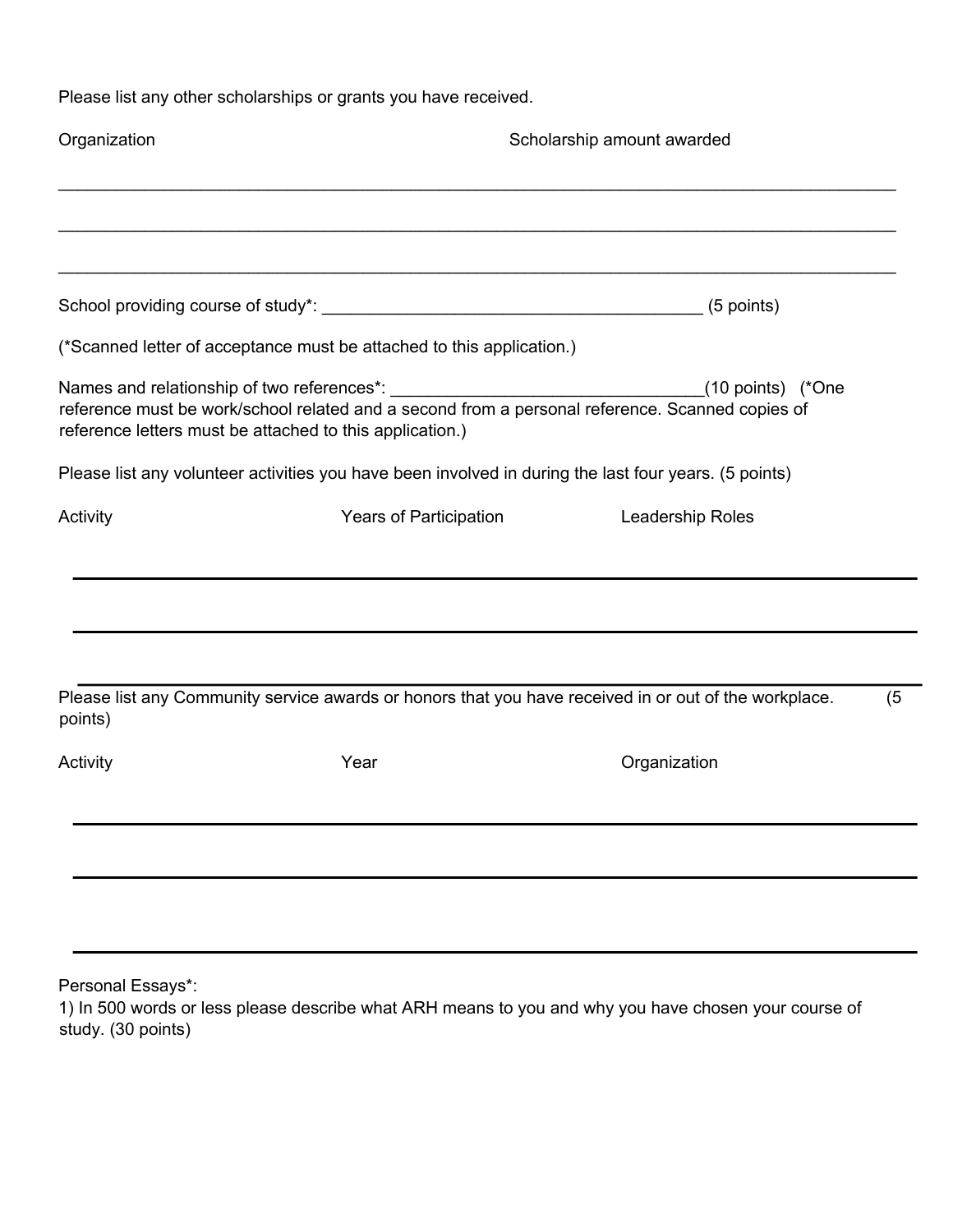Please list any other scholarships or grants you have received.

| Organization | Scholarship amount awarded |
| --- | --- |
| | |
| | |
| | |

School providing course of study*: ________________________________________ (5 points)

(*Scanned letter of acceptance must be attached to this application.)

Names and relationship of two references*: ________________________________(10 points) (*One reference must be work/school related and a second from a personal reference. Scanned copies of reference letters must be attached to this application.)

Please list any volunteer activities you have been involved in during the last four years. (5 points)

| Activity | Years of Participation | Leadership Roles |
| --- | --- | --- |
| | | |
| | | |
| | | |

Please list any Community service awards or honors that you have received in or out of the workplace. (5 points)

| Activity | Year | Organization |
| --- | --- | --- |
| | | |
| | | |
| | | |

Personal Essays*:

1) In 500 words or less please describe what ARH means to you and why you have chosen your course of study. (30 points)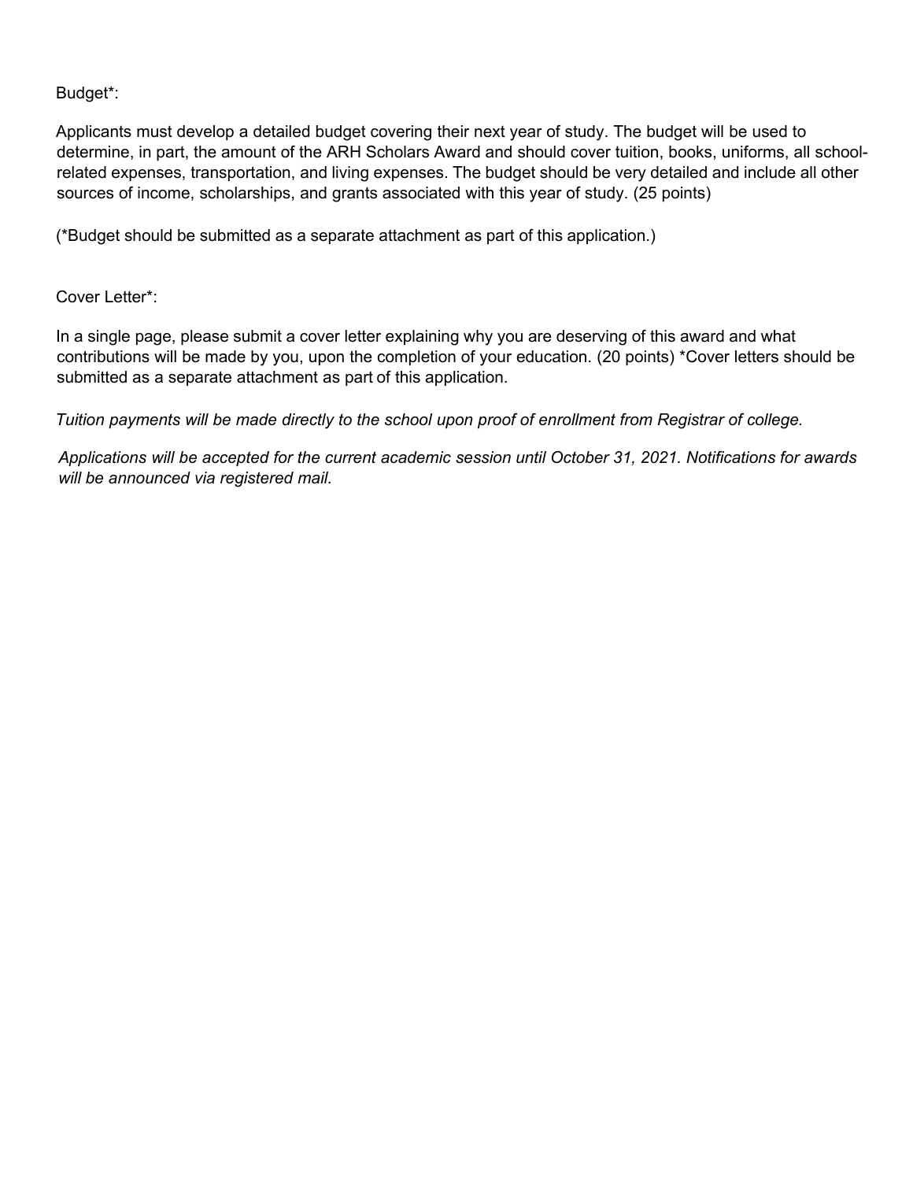Budget*:

Applicants must develop a detailed budget covering their next year of study. The budget will be used to determine, in part, the amount of the ARH Scholars Award and should cover tuition, books, uniforms, all school-related expenses, transportation, and living expenses. The budget should be very detailed and include all other sources of income, scholarships, and grants associated with this year of study. (25 points)

(*Budget should be submitted as a separate attachment as part of this application.)

Cover Letter*:

In a single page, please submit a cover letter explaining why you are deserving of this award and what contributions will be made by you, upon the completion of your education. (20 points) *Cover letters should be submitted as a separate attachment as part of this application.

*Tuition payments will be made directly to the school upon proof of enrollment from Registrar of college.*

*Applications will be accepted for the current academic session until October 31, 2021. Notifications for awards will be announced via registered mail.*